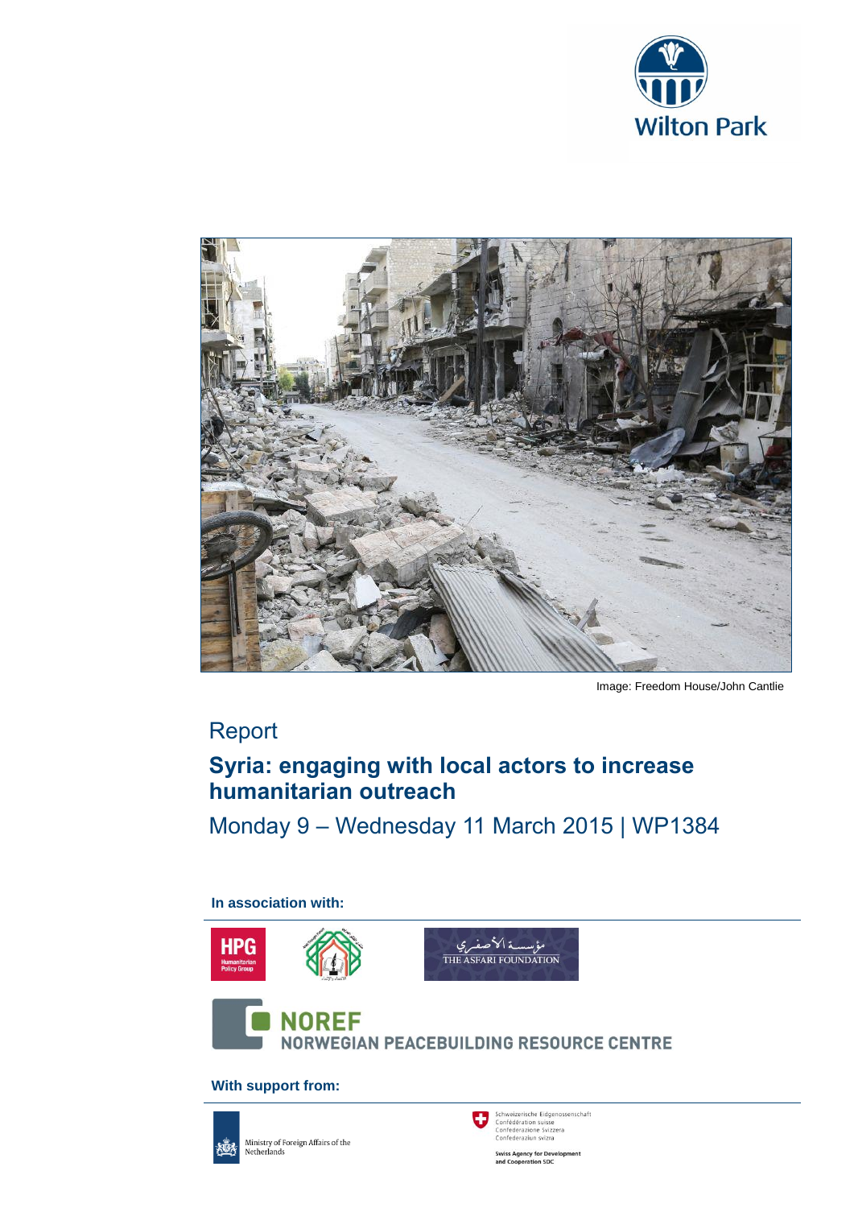Image: Freedom House/John Cantlie

Report

# Syria: engaging with local actors to increase humanitarian outreach

Monday 9 – Wednesday 11 March 2015 | WP1384

**In association with:**

**With support from:**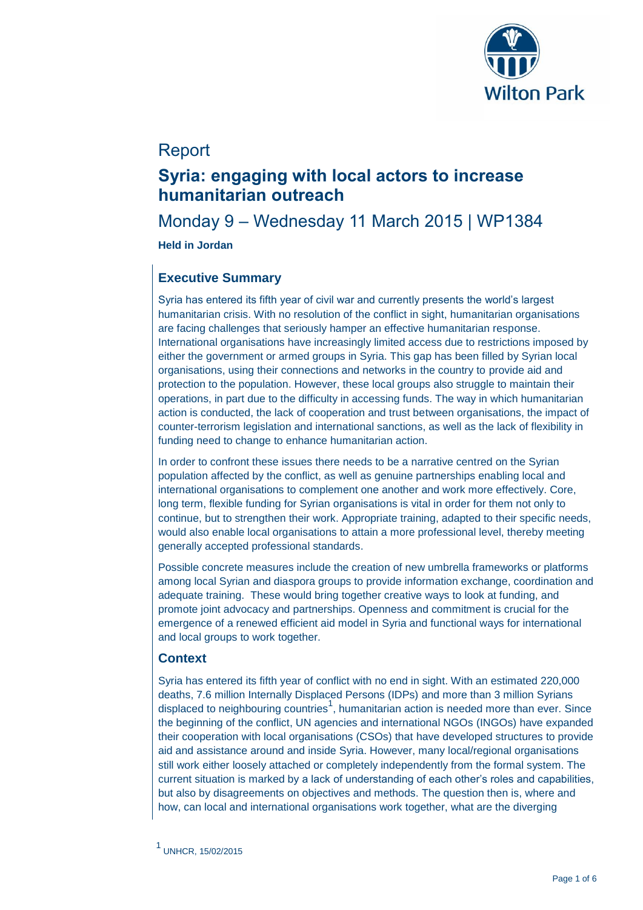Report

# Syria: engaging with local actors to increase humanitarian outreach

## Monday 9 – Wednesday 11 March 2015 | WP1384

**Held in Jordan**

### Executive Summary

Syria has entered its fifth year of civil war and currently presents the world's largest humanitarian crisis. With no resolution of the conflict in sight, humanitarian organisations are facing challenges that seriously hamper an effective humanitarian response. International organisations have increasingly limited access due to restrictions imposed by either the government or armed groups in Syria. This gap has been filled by Syrian local organisations, using their connections and networks in the country to provide aid and protection to the population. However, these local groups also struggle to maintain their operations, in part due to the difficulty in accessing funds. The way in which humanitarian action is conducted, the lack of cooperation and trust between organisations, the impact of counter-terrorism legislation and international sanctions, as well as the lack of flexibility in funding need to change to enhance humanitarian action.

In order to confront these issues there needs to be a narrative centred on the Syrian population affected by the conflict, as well as genuine partnerships enabling local and international organisations to complement one another and work more effectively. Core, long term, flexible funding for Syrian organisations is vital in order for them not only to continue, but to strengthen their work. Appropriate training, adapted to their specific needs, would also enable local organisations to attain a more professional level, thereby meeting generally accepted professional standards.

Possible concrete measures include the creation of new umbrella frameworks or platforms among local Syrian and diaspora groups to provide information exchange, coordination and adequate training. These would bring together creative ways to look at funding, and promote joint advocacy and partnerships. Openness and commitment is crucial for the emergence of a renewed efficient aid model in Syria and functional ways for international and local groups to work together.

### Context

Syria has entered its fifth year of conflict with no end in sight. With an estimated 220,000 deaths, 7.6 million Internally Displaced Persons (IDPs) and more than 3 million Syrians displaced to neighbouring countries[1], humanitarian action is needed more than ever. Since the beginning of the conflict, UN agencies and international NGOs (INGOs) have expanded their cooperation with local organisations (CSOs) that have developed structures to provide aid and assistance around and inside Syria. However, many local/regional organisations still work either loosely attached or completely independently from the formal system. The current situation is marked by a lack of understanding of each other's roles and capabilities, but also by disagreements on objectives and methods. The question then is, where and how, can local and international organisations work together, what are the diverging

[1] UNHCR, 15/02/2015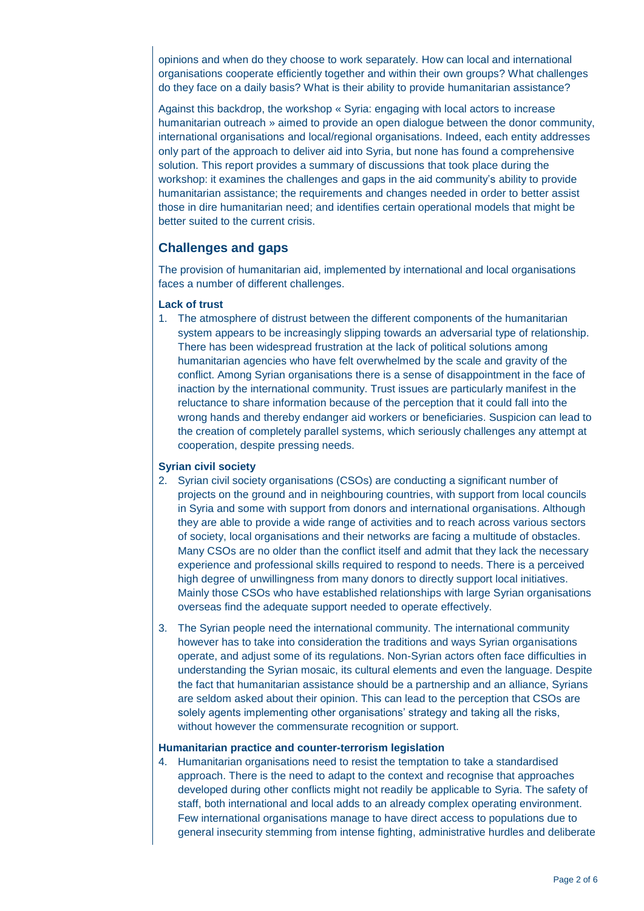opinions and when do they choose to work separately. How can local and international organisations cooperate efficiently together and within their own groups? What challenges do they face on a daily basis? What is their ability to provide humanitarian assistance?

Against this backdrop, the workshop « Syria: engaging with local actors to increase humanitarian outreach » aimed to provide an open dialogue between the donor community, international organisations and local/regional organisations. Indeed, each entity addresses only part of the approach to deliver aid into Syria, but none has found a comprehensive solution. This report provides a summary of discussions that took place during the workshop: it examines the challenges and gaps in the aid community's ability to provide humanitarian assistance; the requirements and changes needed in order to better assist those in dire humanitarian need; and identifies certain operational models that might be better suited to the current crisis.

## Challenges and gaps

The provision of humanitarian aid, implemented by international and local organisations faces a number of different challenges.

#### Lack of trust

1. The atmosphere of distrust between the different components of the humanitarian system appears to be increasingly slipping towards an adversarial type of relationship. There has been widespread frustration at the lack of political solutions among humanitarian agencies who have felt overwhelmed by the scale and gravity of the conflict. Among Syrian organisations there is a sense of disappointment in the face of inaction by the international community. Trust issues are particularly manifest in the reluctance to share information because of the perception that it could fall into the wrong hands and thereby endanger aid workers or beneficiaries. Suspicion can lead to the creation of completely parallel systems, which seriously challenges any attempt at cooperation, despite pressing needs.

#### Syrian civil society

2. Syrian civil society organisations (CSOs) are conducting a significant number of projects on the ground and in neighbouring countries, with support from local councils in Syria and some with support from donors and international organisations. Although they are able to provide a wide range of activities and to reach across various sectors of society, local organisations and their networks are facing a multitude of obstacles. Many CSOs are no older than the conflict itself and admit that they lack the necessary experience and professional skills required to respond to needs. There is a perceived high degree of unwillingness from many donors to directly support local initiatives. Mainly those CSOs who have established relationships with large Syrian organisations overseas find the adequate support needed to operate effectively.

3. The Syrian people need the international community. The international community however has to take into consideration the traditions and ways Syrian organisations operate, and adjust some of its regulations. Non-Syrian actors often face difficulties in understanding the Syrian mosaic, its cultural elements and even the language. Despite the fact that humanitarian assistance should be a partnership and an alliance, Syrians are seldom asked about their opinion. This can lead to the perception that CSOs are solely agents implementing other organisations' strategy and taking all the risks, without however the commensurate recognition or support.

#### Humanitarian practice and counter-terrorism legislation

4. Humanitarian organisations need to resist the temptation to take a standardised approach. There is the need to adapt to the context and recognise that approaches developed during other conflicts might not readily be applicable to Syria. The safety of staff, both international and local adds to an already complex operating environment. Few international organisations manage to have direct access to populations due to general insecurity stemming from intense fighting, administrative hurdles and deliberate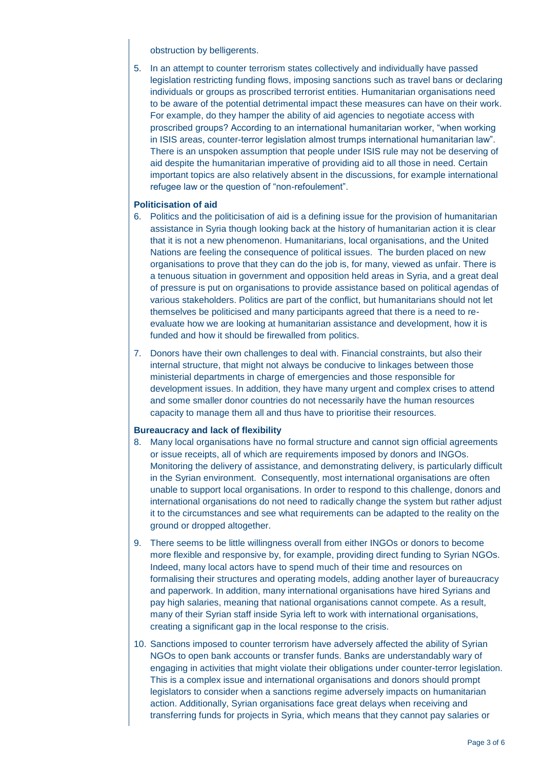obstruction by belligerents.

5. In an attempt to counter terrorism states collectively and individually have passed legislation restricting funding flows, imposing sanctions such as travel bans or declaring individuals or groups as proscribed terrorist entities. Humanitarian organisations need to be aware of the potential detrimental impact these measures can have on their work. For example, do they hamper the ability of aid agencies to negotiate access with proscribed groups? According to an international humanitarian worker, "when working in ISIS areas, counter-terror legislation almost trumps international humanitarian law". There is an unspoken assumption that people under ISIS rule may not be deserving of aid despite the humanitarian imperative of providing aid to all those in need. Certain important topics are also relatively absent in the discussions, for example international refugee law or the question of "non-refoulement".

**Politicisation of aid**

6. Politics and the politicisation of aid is a defining issue for the provision of humanitarian assistance in Syria though looking back at the history of humanitarian action it is clear that it is not a new phenomenon. Humanitarians, local organisations, and the United Nations are feeling the consequence of political issues. The burden placed on new organisations to prove that they can do the job is, for many, viewed as unfair. There is a tenuous situation in government and opposition held areas in Syria, and a great deal of pressure is put on organisations to provide assistance based on political agendas of various stakeholders. Politics are part of the conflict, but humanitarians should not let themselves be politicised and many participants agreed that there is a need to re-evaluate how we are looking at humanitarian assistance and development, how it is funded and how it should be firewalled from politics.

7. Donors have their own challenges to deal with. Financial constraints, but also their internal structure, that might not always be conducive to linkages between those ministerial departments in charge of emergencies and those responsible for development issues. In addition, they have many urgent and complex crises to attend and some smaller donor countries do not necessarily have the human resources capacity to manage them all and thus have to prioritise their resources.

**Bureaucracy and lack of flexibility**

8. Many local organisations have no formal structure and cannot sign official agreements or issue receipts, all of which are requirements imposed by donors and INGOs. Monitoring the delivery of assistance, and demonstrating delivery, is particularly difficult in the Syrian environment. Consequently, most international organisations are often unable to support local organisations. In order to respond to this challenge, donors and international organisations do not need to radically change the system but rather adjust it to the circumstances and see what requirements can be adapted to the reality on the ground or dropped altogether.

9. There seems to be little willingness overall from either INGOs or donors to become more flexible and responsive by, for example, providing direct funding to Syrian NGOs. Indeed, many local actors have to spend much of their time and resources on formalising their structures and operating models, adding another layer of bureaucracy and paperwork. In addition, many international organisations have hired Syrians and pay high salaries, meaning that national organisations cannot compete. As a result, many of their Syrian staff inside Syria left to work with international organisations, creating a significant gap in the local response to the crisis.

10. Sanctions imposed to counter terrorism have adversely affected the ability of Syrian NGOs to open bank accounts or transfer funds. Banks are understandably wary of engaging in activities that might violate their obligations under counter-terror legislation. This is a complex issue and international organisations and donors should prompt legislators to consider when a sanctions regime adversely impacts on humanitarian action. Additionally, Syrian organisations face great delays when receiving and transferring funds for projects in Syria, which means that they cannot pay salaries or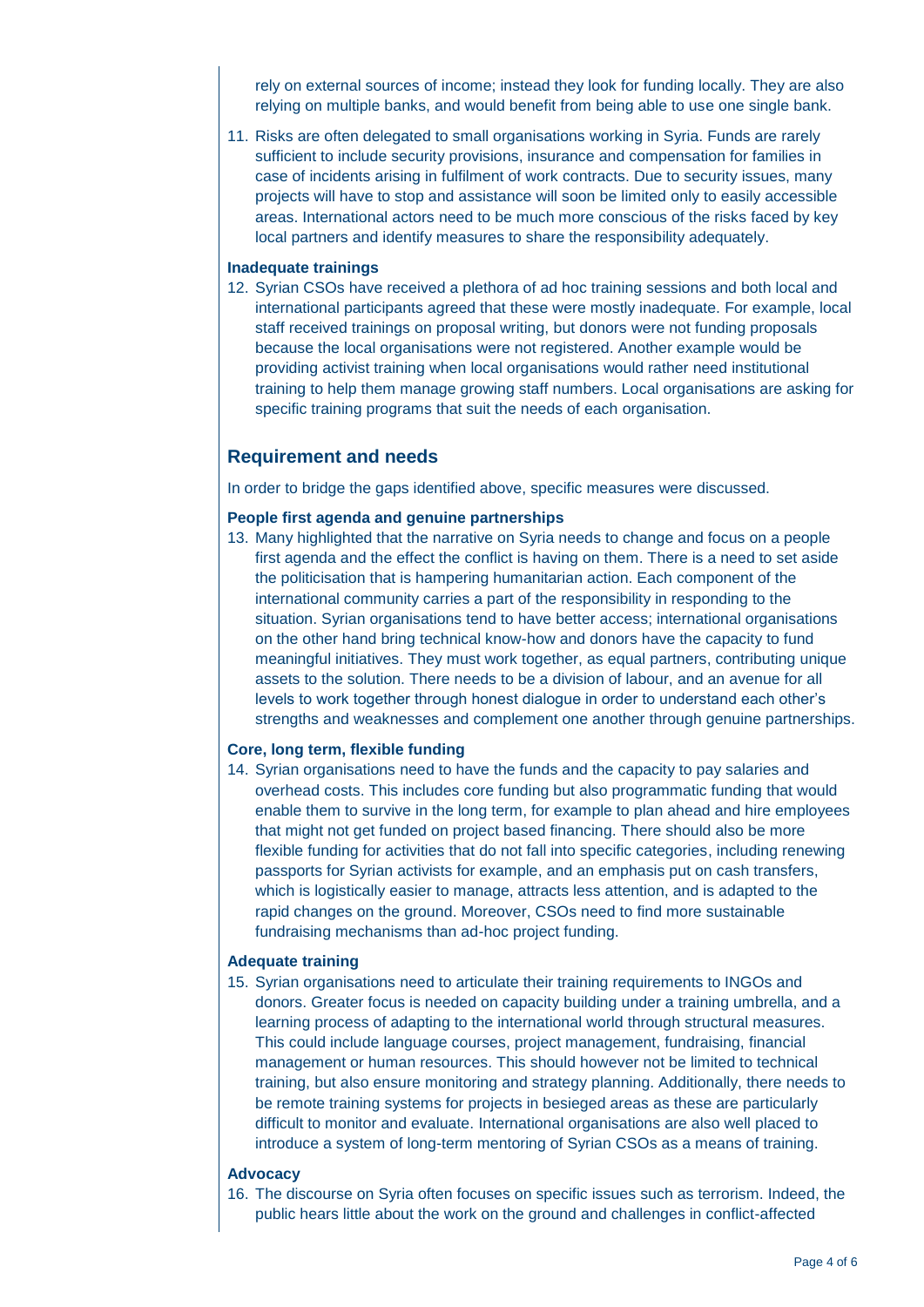rely on external sources of income; instead they look for funding locally. They are also relying on multiple banks, and would benefit from being able to use one single bank.

11. Risks are often delegated to small organisations working in Syria. Funds are rarely sufficient to include security provisions, insurance and compensation for families in case of incidents arising in fulfilment of work contracts. Due to security issues, many projects will have to stop and assistance will soon be limited only to easily accessible areas. International actors need to be much more conscious of the risks faced by key local partners and identify measures to share the responsibility adequately.

**Inadequate trainings**

12. Syrian CSOs have received a plethora of ad hoc training sessions and both local and international participants agreed that these were mostly inadequate. For example, local staff received trainings on proposal writing, but donors were not funding proposals because the local organisations were not registered. Another example would be providing activist training when local organisations would rather need institutional training to help them manage growing staff numbers. Local organisations are asking for specific training programs that suit the needs of each organisation.

## Requirement and needs

In order to bridge the gaps identified above, specific measures were discussed.

**People first agenda and genuine partnerships**

13. Many highlighted that the narrative on Syria needs to change and focus on a people first agenda and the effect the conflict is having on them. There is a need to set aside the politicisation that is hampering humanitarian action. Each component of the international community carries a part of the responsibility in responding to the situation. Syrian organisations tend to have better access; international organisations on the other hand bring technical know-how and donors have the capacity to fund meaningful initiatives. They must work together, as equal partners, contributing unique assets to the solution. There needs to be a division of labour, and an avenue for all levels to work together through honest dialogue in order to understand each other's strengths and weaknesses and complement one another through genuine partnerships.

**Core, long term, flexible funding**

14. Syrian organisations need to have the funds and the capacity to pay salaries and overhead costs. This includes core funding but also programmatic funding that would enable them to survive in the long term, for example to plan ahead and hire employees that might not get funded on project based financing. There should also be more flexible funding for activities that do not fall into specific categories, including renewing passports for Syrian activists for example, and an emphasis put on cash transfers, which is logistically easier to manage, attracts less attention, and is adapted to the rapid changes on the ground. Moreover, CSOs need to find more sustainable fundraising mechanisms than ad-hoc project funding.

**Adequate training**

15. Syrian organisations need to articulate their training requirements to INGOs and donors. Greater focus is needed on capacity building under a training umbrella, and a learning process of adapting to the international world through structural measures. This could include language courses, project management, fundraising, financial management or human resources. This should however not be limited to technical training, but also ensure monitoring and strategy planning. Additionally, there needs to be remote training systems for projects in besieged areas as these are particularly difficult to monitor and evaluate. International organisations are also well placed to introduce a system of long-term mentoring of Syrian CSOs as a means of training.

**Advocacy**

16. The discourse on Syria often focuses on specific issues such as terrorism. Indeed, the public hears little about the work on the ground and challenges in conflict-affected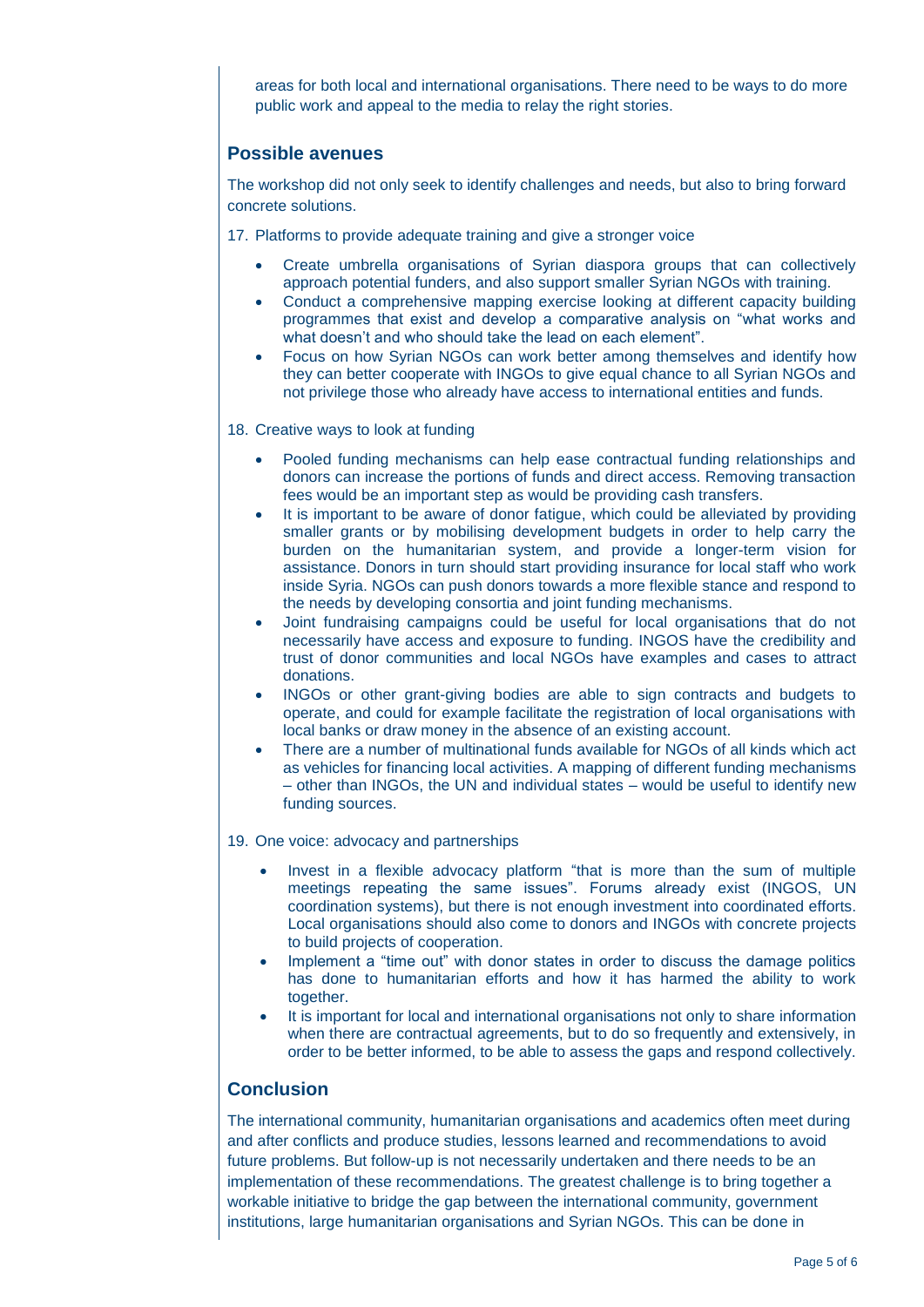areas for both local and international organisations. There need to be ways to do more public work and appeal to the media to relay the right stories.

## Possible avenues

The workshop did not only seek to identify challenges and needs, but also to bring forward concrete solutions.

17. Platforms to provide adequate training and give a stronger voice

- Create umbrella organisations of Syrian diaspora groups that can collectively approach potential funders, and also support smaller Syrian NGOs with training.
- Conduct a comprehensive mapping exercise looking at different capacity building programmes that exist and develop a comparative analysis on "what works and what doesn't and who should take the lead on each element".
- Focus on how Syrian NGOs can work better among themselves and identify how they can better cooperate with INGOs to give equal chance to all Syrian NGOs and not privilege those who already have access to international entities and funds.

18. Creative ways to look at funding

- Pooled funding mechanisms can help ease contractual funding relationships and donors can increase the portions of funds and direct access. Removing transaction fees would be an important step as would be providing cash transfers.
- It is important to be aware of donor fatigue, which could be alleviated by providing smaller grants or by mobilising development budgets in order to help carry the burden on the humanitarian system, and provide a longer-term vision for assistance. Donors in turn should start providing insurance for local staff who work inside Syria. NGOs can push donors towards a more flexible stance and respond to the needs by developing consortia and joint funding mechanisms.
- Joint fundraising campaigns could be useful for local organisations that do not necessarily have access and exposure to funding. INGOS have the credibility and trust of donor communities and local NGOs have examples and cases to attract donations.
- INGOs or other grant-giving bodies are able to sign contracts and budgets to operate, and could for example facilitate the registration of local organisations with local banks or draw money in the absence of an existing account.
- There are a number of multinational funds available for NGOs of all kinds which act as vehicles for financing local activities. A mapping of different funding mechanisms – other than INGOs, the UN and individual states – would be useful to identify new funding sources.

19. One voice: advocacy and partnerships

- Invest in a flexible advocacy platform "that is more than the sum of multiple meetings repeating the same issues". Forums already exist (INGOS, UN coordination systems), but there is not enough investment into coordinated efforts. Local organisations should also come to donors and INGOs with concrete projects to build projects of cooperation.
- Implement a "time out" with donor states in order to discuss the damage politics has done to humanitarian efforts and how it has harmed the ability to work together.
- It is important for local and international organisations not only to share information when there are contractual agreements, but to do so frequently and extensively, in order to be better informed, to be able to assess the gaps and respond collectively.

## Conclusion

The international community, humanitarian organisations and academics often meet during and after conflicts and produce studies, lessons learned and recommendations to avoid future problems. But follow-up is not necessarily undertaken and there needs to be an implementation of these recommendations. The greatest challenge is to bring together a workable initiative to bridge the gap between the international community, government institutions, large humanitarian organisations and Syrian NGOs. This can be done in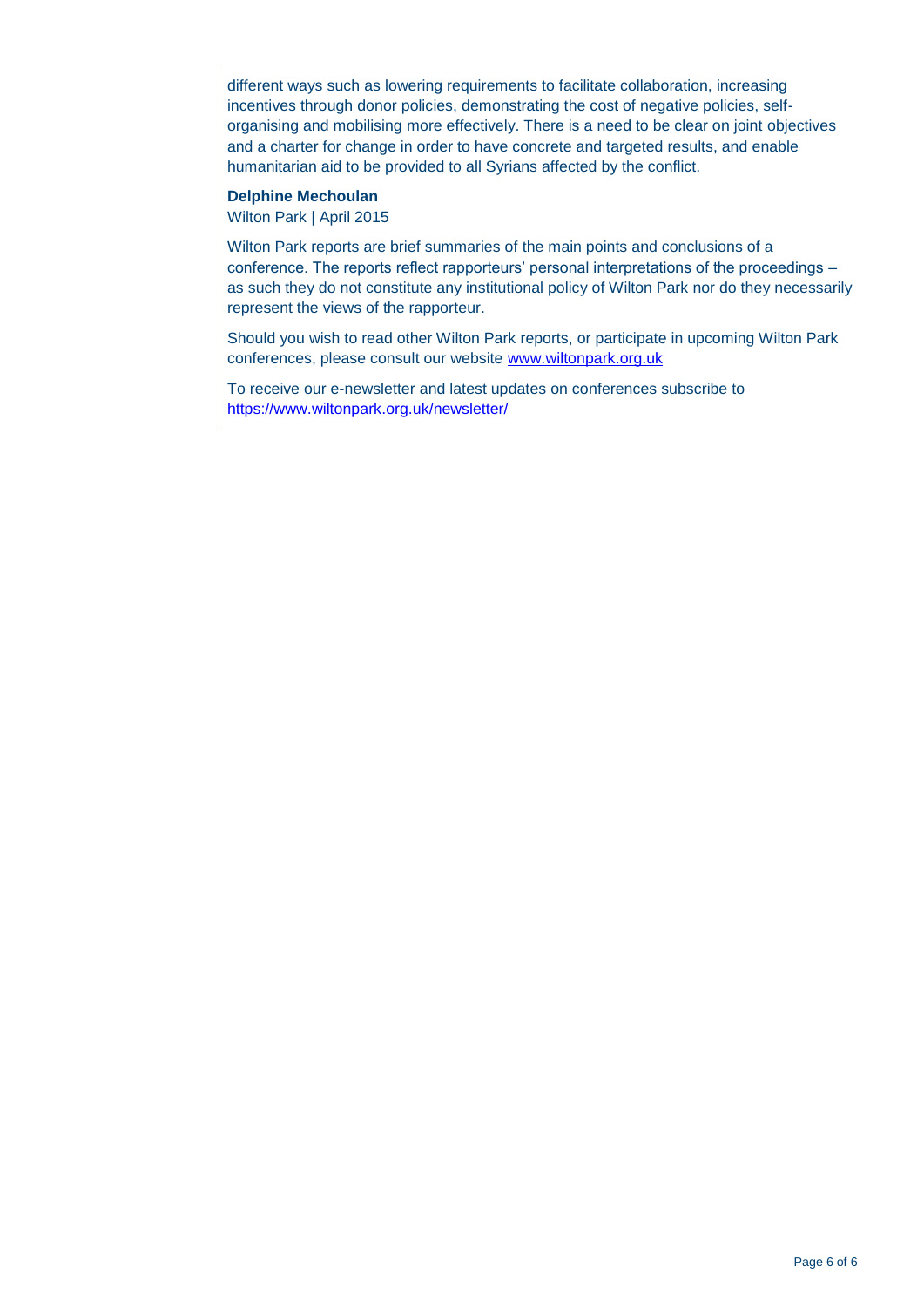different ways such as lowering requirements to facilitate collaboration, increasing incentives through donor policies, demonstrating the cost of negative policies, self-organising and mobilising more effectively. There is a need to be clear on joint objectives and a charter for change in order to have concrete and targeted results, and enable humanitarian aid to be provided to all Syrians affected by the conflict.

**Delphine Mechoulan**

Wilton Park | April 2015

Wilton Park reports are brief summaries of the main points and conclusions of a conference. The reports reflect rapporteurs' personal interpretations of the proceedings – as such they do not constitute any institutional policy of Wilton Park nor do they necessarily represent the views of the rapporteur.

Should you wish to read other Wilton Park reports, or participate in upcoming Wilton Park conferences, please consult our website [www.wiltonpark.org.uk](http://www.wiltonpark.org.uk)

To receive our e-newsletter and latest updates on conferences subscribe to [https://www.wiltonpark.org.uk/newsletter/](https://www.wiltonpark.org.uk/newsletter/)